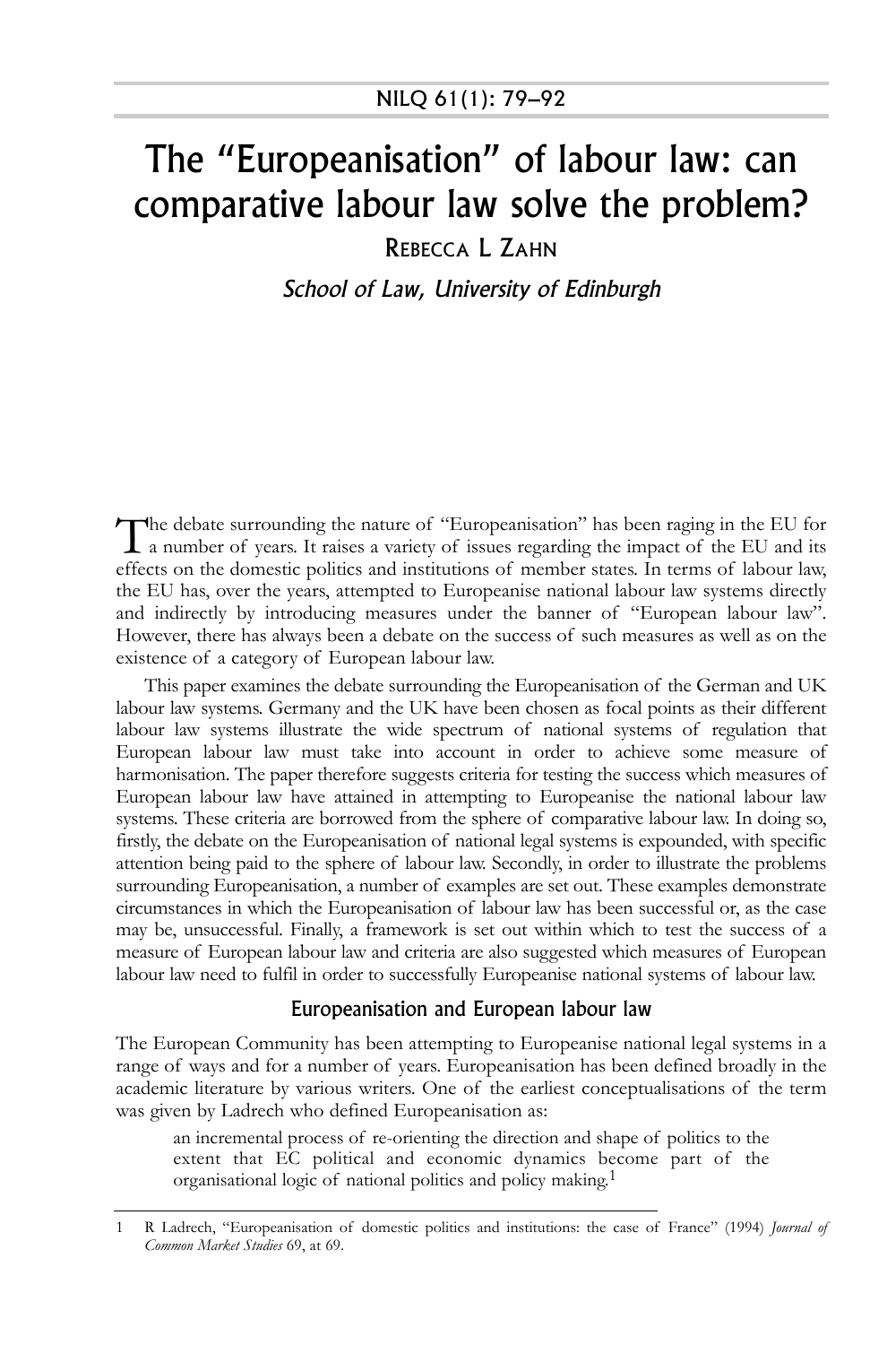# The "Europeanisation" of labour law: can comparative labour law solve the problem?

REBECCA L ZAHN

*School of Law, University of Edinburgh*

The debate surrounding the nature of "Europeanisation" has been raging in the EU for a number of years. It raises a variety of issues regarding the impact of the EU and its effects on the domestic politics and institutions of member states. In terms of labour law, the EU has, over the years, attempted to Europeanise national labour law systems directly and indirectly by introducing measures under the banner of "European labour law". However, there has always been a debate on the success of such measures as well as on the existence of a category of European labour law.

This paper examines the debate surrounding the Europeanisation of the German and UK labour law systems. Germany and the UK have been chosen as focal points as their different labour law systems illustrate the wide spectrum of national systems of regulation that European labour law must take into account in order to achieve some measure of harmonisation. The paper therefore suggests criteria for testing the success which measures of European labour law have attained in attempting to Europeanise the national labour law systems. These criteria are borrowed from the sphere of comparative labour law. In doing so, firstly, the debate on the Europeanisation of national legal systems is expounded, with specific attention being paid to the sphere of labour law. Secondly, in order to illustrate the problems surrounding Europeanisation, a number of examples are set out. These examples demonstrate circumstances in which the Europeanisation of labour law has been successful or, as the case may be, unsuccessful. Finally, a framework is set out within which to test the success of a measure of European labour law and criteria are also suggested which measures of European labour law need to fulfil in order to successfully Europeanise national systems of labour law.

## Europeanisation and European labour law

The European Community has been attempting to Europeanise national legal systems in a range of ways and for a number of years. Europeanisation has been defined broadly in the academic literature by various writers. One of the earliest conceptualisations of the term was given by Ladrech who defined Europeanisation as:

> an incremental process of re-orienting the direction and shape of politics to the extent that EC political and economic dynamics become part of the organisational logic of national politics and policy making.[1]

---

1 R Ladrech, "Europeanisation of domestic politics and institutions: the case of France" (1994) *Journal of Common Market Studies* 69, at 69.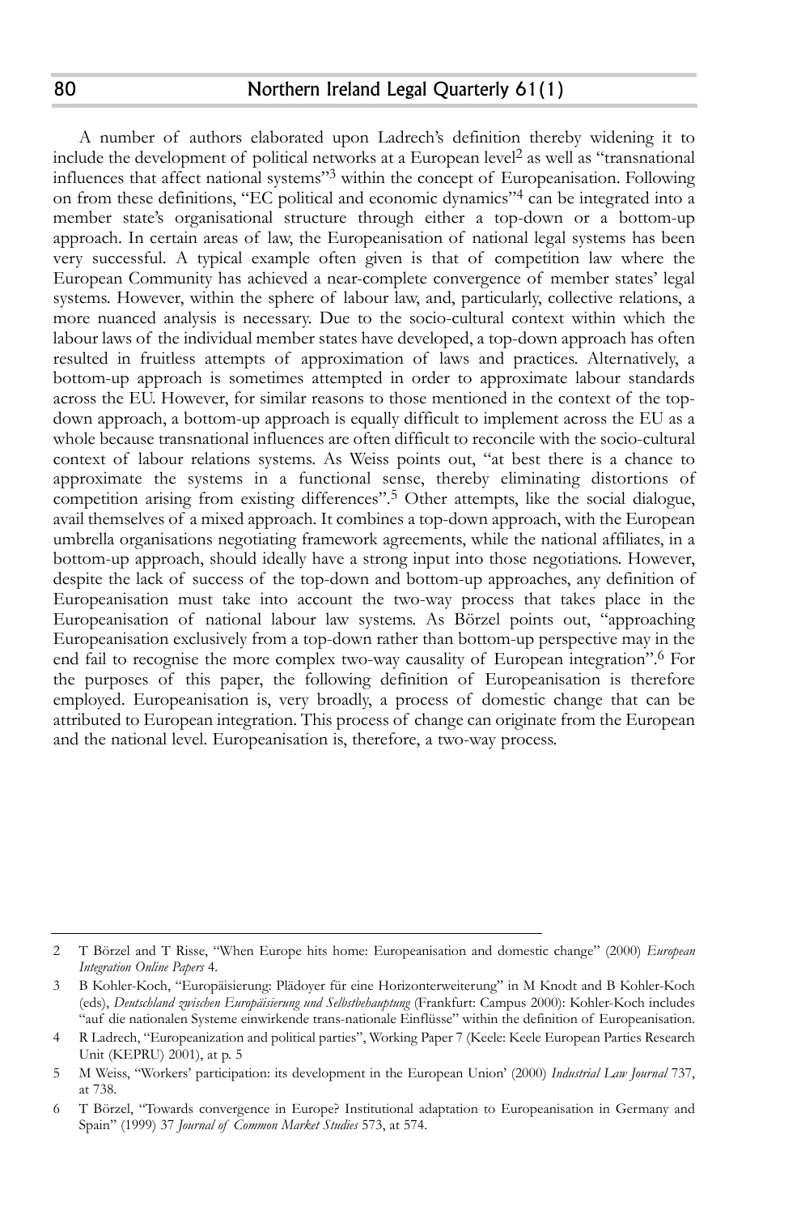A number of authors elaborated upon Ladrech's definition thereby widening it to include the development of political networks at a European level[2] as well as "transnational influences that affect national systems"[3] within the concept of Europeanisation. Following on from these definitions, "EC political and economic dynamics"[4] can be integrated into a member state's organisational structure through either a top-down or a bottom-up approach. In certain areas of law, the Europeanisation of national legal systems has been very successful. A typical example often given is that of competition law where the European Community has achieved a near-complete convergence of member states' legal systems. However, within the sphere of labour law, and, particularly, collective relations, a more nuanced analysis is necessary. Due to the socio-cultural context within which the labour laws of the individual member states have developed, a top-down approach has often resulted in fruitless attempts of approximation of laws and practices. Alternatively, a bottom-up approach is sometimes attempted in order to approximate labour standards across the EU. However, for similar reasons to those mentioned in the context of the top-down approach, a bottom-up approach is equally difficult to implement across the EU as a whole because transnational influences are often difficult to reconcile with the socio-cultural context of labour relations systems. As Weiss points out, "at best there is a chance to approximate the systems in a functional sense, thereby eliminating distortions of competition arising from existing differences".[5] Other attempts, like the social dialogue, avail themselves of a mixed approach. It combines a top-down approach, with the European umbrella organisations negotiating framework agreements, while the national affiliates, in a bottom-up approach, should ideally have a strong input into those negotiations. However, despite the lack of success of the top-down and bottom-up approaches, any definition of Europeanisation must take into account the two-way process that takes place in the Europeanisation of national labour law systems. As Börzel points out, "approaching Europeanisation exclusively from a top-down rather than bottom-up perspective may in the end fail to recognise the more complex two-way causality of European integration".[6] For the purposes of this paper, the following definition of Europeanisation is therefore employed. Europeanisation is, very broadly, a process of domestic change that can be attributed to European integration. This process of change can originate from the European and the national level. Europeanisation is, therefore, a two-way process.

---

2 T Börzel and T Risse, "When Europe hits home: Europeanisation and domestic change" (2000) *European Integration Online Papers* 4.

3 B Kohler-Koch, "Europäisierung: Plädoyer für eine Horizonterweiterung" in M Knodt and B Kohler-Koch (eds), *Deutschland zwischen Europäisierung und Selbstbehauptung* (Frankfurt: Campus 2000): Kohler-Koch includes "auf die nationalen Systeme einwirkende trans-nationale Einflüsse" within the definition of Europeanisation.

4 R Ladrech, "Europeanization and political parties", Working Paper 7 (Keele: Keele European Parties Research Unit (KEPRU) 2001), at p. 5

5 M Weiss, "Workers' participation: its development in the European Union' (2000) *Industrial Law Journal* 737, at 738.

6 T Börzel, "Towards convergence in Europe? Institutional adaptation to Europeanisation in Germany and Spain" (1999) 37 *Journal of Common Market Studies* 573, at 574.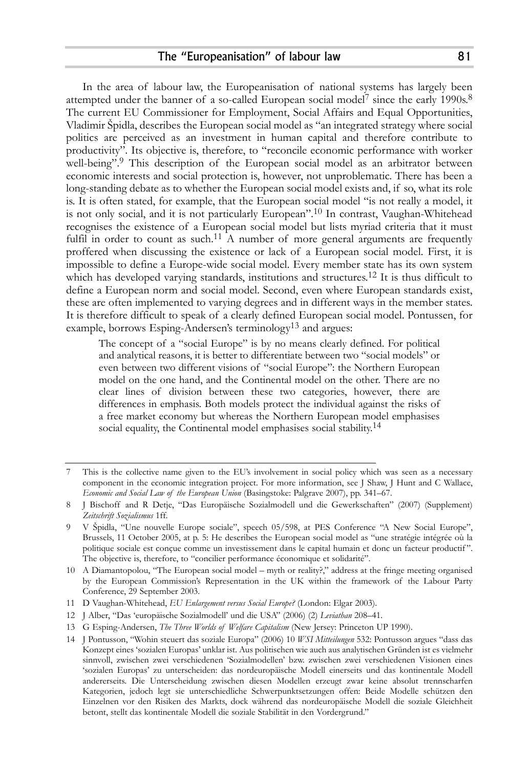In the area of labour law, the Europeanisation of national systems has largely been attempted under the banner of a so-called European social model[7] since the early 1990s.[8] The current EU Commissioner for Employment, Social Affairs and Equal Opportunities, Vladimir Špidla, describes the European social model as "an integrated strategy where social politics are perceived as an investment in human capital and therefore contribute to productivity". Its objective is, therefore, to "reconcile economic performance with worker well-being".[9] This description of the European social model as an arbitrator between economic interests and social protection is, however, not unproblematic. There has been a long-standing debate as to whether the European social model exists and, if so, what its role is. It is often stated, for example, that the European social model "is not really a model, it is not only social, and it is not particularly European".[10] In contrast, Vaughan-Whitehead recognises the existence of a European social model but lists myriad criteria that it must fulfil in order to count as such.[11] A number of more general arguments are frequently proffered when discussing the existence or lack of a European social model. First, it is impossible to define a Europe-wide social model. Every member state has its own system which has developed varying standards, institutions and structures.[12] It is thus difficult to define a European norm and social model. Second, even where European standards exist, these are often implemented to varying degrees and in different ways in the member states. It is therefore difficult to speak of a clearly defined European social model. Pontussen, for example, borrows Esping-Andersen's terminology[13] and argues:

> The concept of a "social Europe" is by no means clearly defined. For political and analytical reasons, it is better to differentiate between two "social models" or even between two different visions of "social Europe": the Northern European model on the one hand, and the Continental model on the other. There are no clear lines of division between these two categories, however, there are differences in emphasis. Both models protect the individual against the risks of a free market economy but whereas the Northern European model emphasises social equality, the Continental model emphasises social stability.[14]

---

7 This is the collective name given to the EU's involvement in social policy which was seen as a necessary component in the economic integration project. For more information, see J Shaw, J Hunt and C Wallace, *Economic and Social Law of the European Union* (Basingstoke: Palgrave 2007), pp. 341–67.

8 J Bischoff and R Detje, "Das Europäische Sozialmodell und die Gewerkschaften" (2007) (Supplement) *Zeitschrift Sozialismus* 1ff.

9 V Špidla, "Une nouvelle Europe sociale", speech 05/598, at PES Conference "A New Social Europe", Brussels, 11 October 2005, at p. 5: He describes the European social model as "une stratégie intégrée où la politique sociale est conçue comme un investissement dans le capital humain et donc un facteur productif". The objective is, therefore, to "concilier performance économique et solidarité".

10 A Diamantopolou, "The European social model – myth or reality?," address at the fringe meeting organised by the European Commission's Representation in the UK within the framework of the Labour Party Conference, 29 September 2003.

11 D Vaughan-Whitehead, *EU Enlargement versus Social Europe?* (London: Elgar 2003).

12 J Alber, "Das 'europäische Sozialmodell' und die USA" (2006) (2) *Leviathan* 208–41.

13 G Esping-Andersen, *The Three Worlds of Welfare Capitalism* (New Jersey: Princeton UP 1990).

14 J Pontusson, "Wohin steuert das soziale Europa" (2006) 10 *WSI Mitteilungen* 532: Pontusson argues "dass das Konzept eines 'sozialen Europas' unklar ist. Aus politischen wie auch aus analytischen Gründen ist es vielmehr sinnvoll, zwischen zwei verschiedenen 'Sozialmodellen' bzw. zwischen zwei verschiedenen Visionen eines 'sozialen Europas' zu unterscheiden: das nordeuropäische Modell einerseits und das kontinentale Modell andererseits. Die Unterscheidung zwischen diesen Modellen erzeugt zwar keine absolut trennscharfen Kategorien, jedoch legt sie unterschiedliche Schwerpunktsetzungen offen: Beide Modelle schützen den Einzelnen vor den Risiken des Markts, dock während das nordeuropäische Modell die soziale Gleichheit betont, stellt das kontinentale Modell die soziale Stabilität in den Vordergrund."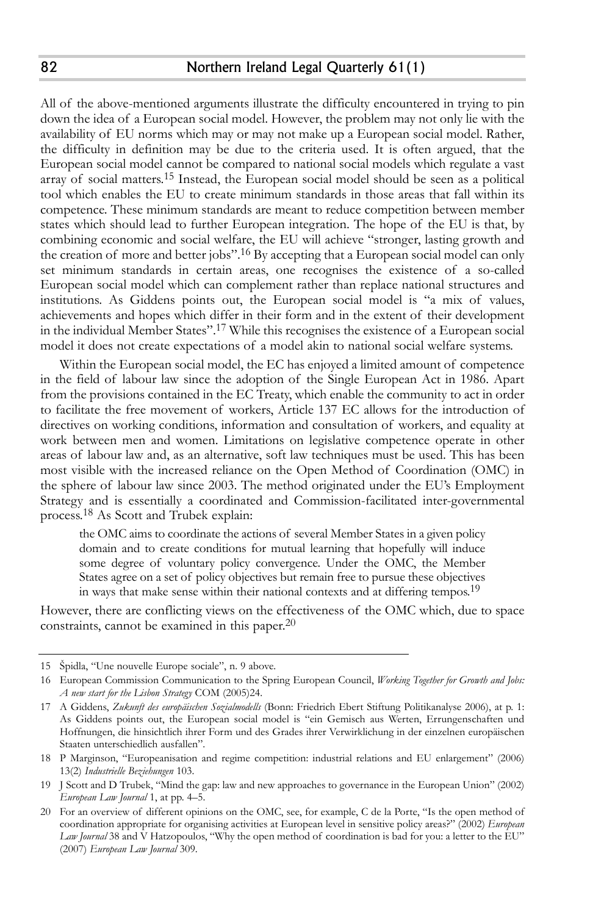All of the above-mentioned arguments illustrate the difficulty encountered in trying to pin down the idea of a European social model. However, the problem may not only lie with the availability of EU norms which may or may not make up a European social model. Rather, the difficulty in definition may be due to the criteria used. It is often argued, that the European social model cannot be compared to national social models which regulate a vast array of social matters.[15] Instead, the European social model should be seen as a political tool which enables the EU to create minimum standards in those areas that fall within its competence. These minimum standards are meant to reduce competition between member states which should lead to further European integration. The hope of the EU is that, by combining economic and social welfare, the EU will achieve "stronger, lasting growth and the creation of more and better jobs".[16] By accepting that a European social model can only set minimum standards in certain areas, one recognises the existence of a so-called European social model which can complement rather than replace national structures and institutions. As Giddens points out, the European social model is "a mix of values, achievements and hopes which differ in their form and in the extent of their development in the individual Member States".[17] While this recognises the existence of a European social model it does not create expectations of a model akin to national social welfare systems.

Within the European social model, the EC has enjoyed a limited amount of competence in the field of labour law since the adoption of the Single European Act in 1986. Apart from the provisions contained in the EC Treaty, which enable the community to act in order to facilitate the free movement of workers, Article 137 EC allows for the introduction of directives on working conditions, information and consultation of workers, and equality at work between men and women. Limitations on legislative competence operate in other areas of labour law and, as an alternative, soft law techniques must be used. This has been most visible with the increased reliance on the Open Method of Coordination (OMC) in the sphere of labour law since 2003. The method originated under the EU's Employment Strategy and is essentially a coordinated and Commission-facilitated inter-governmental process.[18] As Scott and Trubek explain:

> the OMC aims to coordinate the actions of several Member States in a given policy domain and to create conditions for mutual learning that hopefully will induce some degree of voluntary policy convergence. Under the OMC, the Member States agree on a set of policy objectives but remain free to pursue these objectives in ways that make sense within their national contexts and at differing tempos.[19]

However, there are conflicting views on the effectiveness of the OMC which, due to space constraints, cannot be examined in this paper.[20]

---

15 Špidla, "Une nouvelle Europe sociale", n. 9 above.

16 European Commission Communication to the Spring European Council, *Working Together for Growth and Jobs: A new start for the Lisbon Strategy* COM (2005)24.

17 A Giddens, *Zukunft des europäischen Sozialmodells* (Bonn: Friedrich Ebert Stiftung Politikanalyse 2006), at p. 1: As Giddens points out, the European social model is "ein Gemisch aus Werten, Errungenschaften und Hoffnungen, die hinsichtlich ihrer Form und des Grades ihrer Verwirklichung in der einzelnen europäischen Staaten unterschiedlich ausfallen".

18 P Marginson, "Europeanisation and regime competition: industrial relations and EU enlargement" (2006) 13(2) *Industrielle Beziehungen* 103.

19 J Scott and D Trubek, "Mind the gap: law and new approaches to governance in the European Union" (2002) *European Law Journal* 1, at pp. 4–5.

20 For an overview of different opinions on the OMC, see, for example, C de la Porte, "Is the open method of coordination appropriate for organising activities at European level in sensitive policy areas?" (2002) *European Law Journal* 38 and V Hatzopoulos, "Why the open method of coordination is bad for you: a letter to the EU" (2007) *European Law Journal* 309.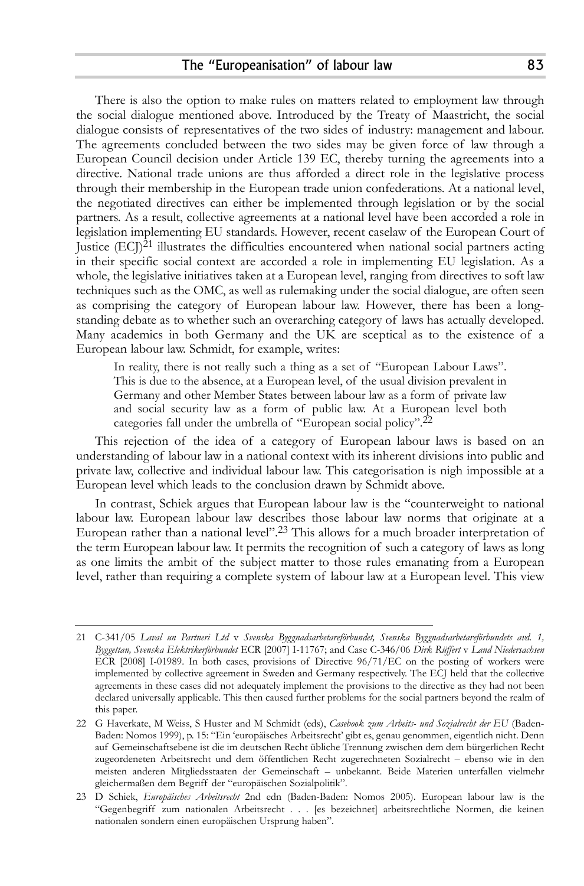There is also the option to make rules on matters related to employment law through the social dialogue mentioned above. Introduced by the Treaty of Maastricht, the social dialogue consists of representatives of the two sides of industry: management and labour. The agreements concluded between the two sides may be given force of law through a European Council decision under Article 139 EC, thereby turning the agreements into a directive. National trade unions are thus afforded a direct role in the legislative process through their membership in the European trade union confederations. At a national level, the negotiated directives can either be implemented through legislation or by the social partners. As a result, collective agreements at a national level have been accorded a role in legislation implementing EU standards. However, recent caselaw of the European Court of Justice (ECJ)[21] illustrates the difficulties encountered when national social partners acting in their specific social context are accorded a role in implementing EU legislation. As a whole, the legislative initiatives taken at a European level, ranging from directives to soft law techniques such as the OMC, as well as rulemaking under the social dialogue, are often seen as comprising the category of European labour law. However, there has been a long-standing debate as to whether such an overarching category of laws has actually developed. Many academics in both Germany and the UK are sceptical as to the existence of a European labour law. Schmidt, for example, writes:

> In reality, there is not really such a thing as a set of "European Labour Laws". This is due to the absence, at a European level, of the usual division prevalent in Germany and other Member States between labour law as a form of private law and social security law as a form of public law. At a European level both categories fall under the umbrella of "European social policy".[22]

This rejection of the idea of a category of European labour laws is based on an understanding of labour law in a national context with its inherent divisions into public and private law, collective and individual labour law. This categorisation is nigh impossible at a European level which leads to the conclusion drawn by Schmidt above.

In contrast, Schiek argues that European labour law is the "counterweight to national labour law. European labour law describes those labour law norms that originate at a European rather than a national level".[23] This allows for a much broader interpretation of the term European labour law. It permits the recognition of such a category of laws as long as one limits the ambit of the subject matter to those rules emanating from a European level, rather than requiring a complete system of labour law at a European level. This view

---

21 C-341/05 *Laval un Partneri Ltd* v *Svenska Byggnadsarbetareförbundet, Svenska Byggnadsarbetareförbundets avd. 1, Byggettan, Svenska Elektrikerförbundet* ECR [2007] I-11767; and Case C-346/06 *Dirk Rüffert* v *Land Niedersachsen* ECR [2008] I-01989. In both cases, provisions of Directive 96/71/EC on the posting of workers were implemented by collective agreement in Sweden and Germany respectively. The ECJ held that the collective agreements in these cases did not adequately implement the provisions to the directive as they had not been declared universally applicable. This then caused further problems for the social partners beyond the realm of this paper.

22 G Haverkate, M Weiss, S Huster and M Schmidt (eds), *Casebook zum Arbeits- und Sozialrecht der EU* (Baden-Baden: Nomos 1999), p. 15: "Ein 'europäisches Arbeitsrecht' gibt es, genau genommen, eigentlich nicht. Denn auf Gemeinschaftsebene ist die im deutschen Recht übliche Trennung zwischen dem dem bürgerlichen Recht zugeordeneten Arbeitsrecht und dem öffentlichen Recht zugerechneten Sozialrecht – ebenso wie in den meisten anderen Mitgliedsstaaten der Gemeinschaft – unbekannt. Beide Materien unterfallen vielmehr gleichermaßen dem Begriff der "europäischen Sozialpolitik".

23 D Schiek, *Europäisches Arbeitsrecht* 2nd edn (Baden-Baden: Nomos 2005). European labour law is the "Gegenbegriff zum nationalen Arbeitsrecht . . . [es bezeichnet] arbeitsrechtliche Normen, die keinen nationalen sondern einen europäischen Ursprung haben".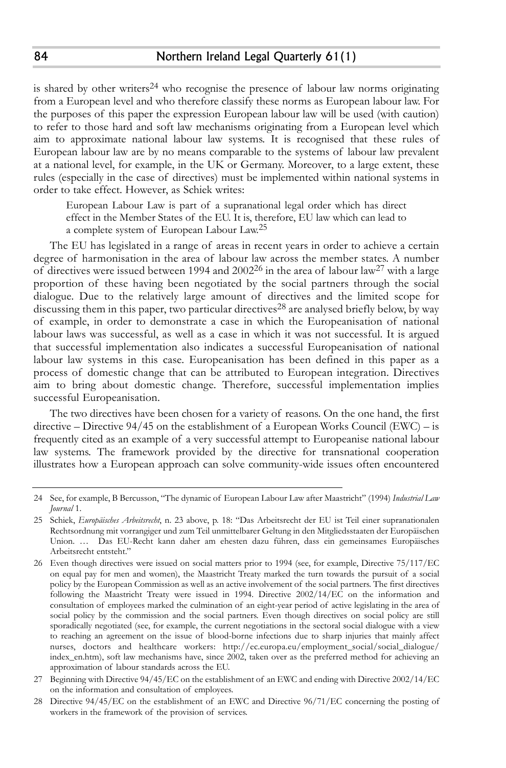is shared by other writers[24] who recognise the presence of labour law norms originating from a European level and who therefore classify these norms as European labour law. For the purposes of this paper the expression European labour law will be used (with caution) to refer to those hard and soft law mechanisms originating from a European level which aim to approximate national labour law systems. It is recognised that these rules of European labour law are by no means comparable to the systems of labour law prevalent at a national level, for example, in the UK or Germany. Moreover, to a large extent, these rules (especially in the case of directives) must be implemented within national systems in order to take effect. However, as Schiek writes:

> European Labour Law is part of a supranational legal order which has direct effect in the Member States of the EU. It is, therefore, EU law which can lead to a complete system of European Labour Law.[25]

The EU has legislated in a range of areas in recent years in order to achieve a certain degree of harmonisation in the area of labour law across the member states. A number of directives were issued between 1994 and 2002[26] in the area of labour law[27] with a large proportion of these having been negotiated by the social partners through the social dialogue. Due to the relatively large amount of directives and the limited scope for discussing them in this paper, two particular directives[28] are analysed briefly below, by way of example, in order to demonstrate a case in which the Europeanisation of national labour laws was successful, as well as a case in which it was not successful. It is argued that successful implementation also indicates a successful Europeanisation of national labour law systems in this case. Europeanisation has been defined in this paper as a process of domestic change that can be attributed to European integration. Directives aim to bring about domestic change. Therefore, successful implementation implies successful Europeanisation.

The two directives have been chosen for a variety of reasons. On the one hand, the first directive – Directive 94/45 on the establishment of a European Works Council (EWC) – is frequently cited as an example of a very successful attempt to Europeanise national labour law systems. The framework provided by the directive for transnational cooperation illustrates how a European approach can solve community-wide issues often encountered

---

24 See, for example, B Bercusson, "The dynamic of European Labour Law after Maastricht" (1994) *Industrial Law Journal* 1.

25 Schiek, *Europäisches Arbeitsrecht*, n. 23 above, p. 18: "Das Arbeitsrecht der EU ist Teil einer supranationalen Rechtsordnung mit vorrangiger und zum Teil unmittelbarer Geltung in den Mitgliedsstaaten der Europäischen Union. … Das EU-Recht kann daher am ehesten dazu führen, dass ein gemeinsames Europäisches Arbeitsrecht entsteht."

26 Even though directives were issued on social matters prior to 1994 (see, for example, Directive 75/117/EC on equal pay for men and women), the Maastricht Treaty marked the turn towards the pursuit of a social policy by the European Commission as well as an active involvement of the social partners. The first directives following the Maastricht Treaty were issued in 1994. Directive 2002/14/EC on the information and consultation of employees marked the culmination of an eight-year period of active legislating in the area of social policy by the commission and the social partners. Even though directives on social policy are still sporadically negotiated (see, for example, the current negotiations in the sectoral social dialogue with a view to reaching an agreement on the issue of blood-borne infections due to sharp injuries that mainly affect nurses, doctors and healthcare workers: http://ec.europa.eu/employment_social/social_dialogue/index_en.htm), soft law mechanisms have, since 2002, taken over as the preferred method for achieving an approximation of labour standards across the EU.

27 Beginning with Directive 94/45/EC on the establishment of an EWC and ending with Directive 2002/14/EC on the information and consultation of employees.

28 Directive 94/45/EC on the establishment of an EWC and Directive 96/71/EC concerning the posting of workers in the framework of the provision of services.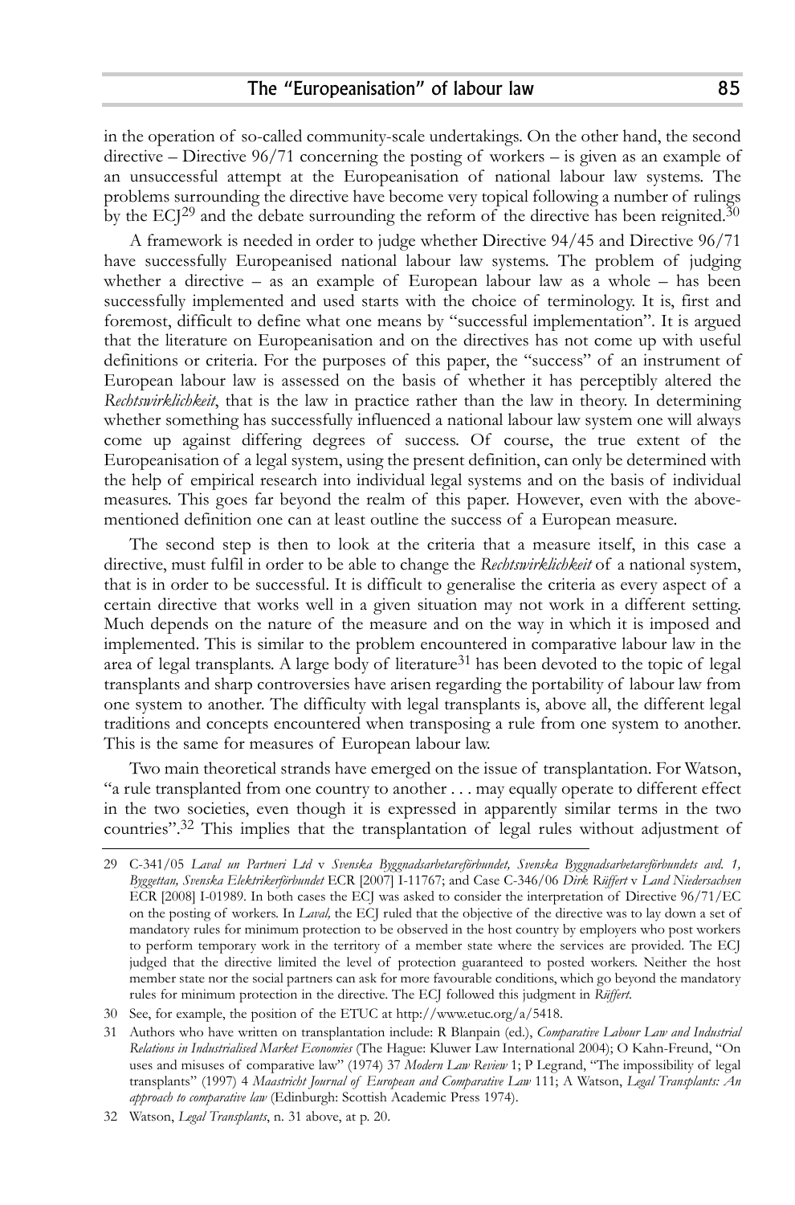in the operation of so-called community-scale undertakings. On the other hand, the second directive – Directive 96/71 concerning the posting of workers – is given as an example of an unsuccessful attempt at the Europeanisation of national labour law systems. The problems surrounding the directive have become very topical following a number of rulings by the ECJ[29] and the debate surrounding the reform of the directive has been reignited.[30]

A framework is needed in order to judge whether Directive 94/45 and Directive 96/71 have successfully Europeanised national labour law systems. The problem of judging whether a directive – as an example of European labour law as a whole – has been successfully implemented and used starts with the choice of terminology. It is, first and foremost, difficult to define what one means by "successful implementation". It is argued that the literature on Europeanisation and on the directives has not come up with useful definitions or criteria. For the purposes of this paper, the "success" of an instrument of European labour law is assessed on the basis of whether it has perceptibly altered the *Rechtswirklichkeit*, that is the law in practice rather than the law in theory. In determining whether something has successfully influenced a national labour law system one will always come up against differing degrees of success. Of course, the true extent of the Europeanisation of a legal system, using the present definition, can only be determined with the help of empirical research into individual legal systems and on the basis of individual measures. This goes far beyond the realm of this paper. However, even with the above-mentioned definition one can at least outline the success of a European measure.

The second step is then to look at the criteria that a measure itself, in this case a directive, must fulfil in order to be able to change the *Rechtswirklichkeit* of a national system, that is in order to be successful. It is difficult to generalise the criteria as every aspect of a certain directive that works well in a given situation may not work in a different setting. Much depends on the nature of the measure and on the way in which it is imposed and implemented. This is similar to the problem encountered in comparative labour law in the area of legal transplants. A large body of literature[31] has been devoted to the topic of legal transplants and sharp controversies have arisen regarding the portability of labour law from one system to another. The difficulty with legal transplants is, above all, the different legal traditions and concepts encountered when transposing a rule from one system to another. This is the same for measures of European labour law.

Two main theoretical strands have emerged on the issue of transplantation. For Watson, "a rule transplanted from one country to another . . . may equally operate to different effect in the two societies, even though it is expressed in apparently similar terms in the two countries".[32] This implies that the transplantation of legal rules without adjustment of

---

29 C-341/05 *Laval un Partneri Ltd* v *Svenska Byggnadsarbetareförbundet, Svenska Byggnadsarbetareförbundets avd. 1, Byggettan, Svenska Elektrikerförbundet* ECR [2007] I-11767; and Case C-346/06 *Dirk Rüffert* v *Land Niedersachsen* ECR [2008] I-01989. In both cases the ECJ was asked to consider the interpretation of Directive 96/71/EC on the posting of workers. In *Laval,* the ECJ ruled that the objective of the directive was to lay down a set of mandatory rules for minimum protection to be observed in the host country by employers who post workers to perform temporary work in the territory of a member state where the services are provided. The ECJ judged that the directive limited the level of protection guaranteed to posted workers. Neither the host member state nor the social partners can ask for more favourable conditions, which go beyond the mandatory rules for minimum protection in the directive. The ECJ followed this judgment in *Rüffert*.

30 See, for example, the position of the ETUC at http://www.etuc.org/a/5418.

31 Authors who have written on transplantation include: R Blanpain (ed.), *Comparative Labour Law and Industrial Relations in Industrialised Market Economies* (The Hague: Kluwer Law International 2004); O Kahn-Freund, "On uses and misuses of comparative law" (1974) 37 *Modern Law Review* 1; P Legrand, "The impossibility of legal transplants" (1997) 4 *Maastricht Journal of European and Comparative Law* 111; A Watson, *Legal Transplants: An approach to comparative law* (Edinburgh: Scottish Academic Press 1974).

32 Watson, *Legal Transplants*, n. 31 above, at p. 20.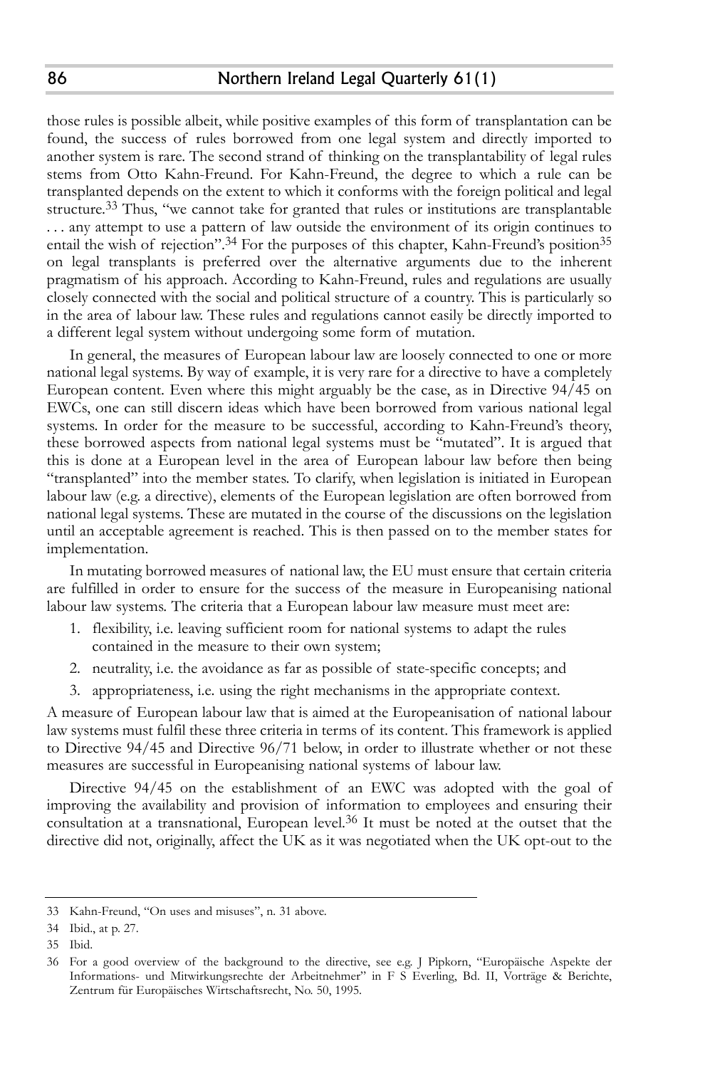those rules is possible albeit, while positive examples of this form of transplantation can be found, the success of rules borrowed from one legal system and directly imported to another system is rare. The second strand of thinking on the transplantability of legal rules stems from Otto Kahn-Freund. For Kahn-Freund, the degree to which a rule can be transplanted depends on the extent to which it conforms with the foreign political and legal structure.[33] Thus, "we cannot take for granted that rules or institutions are transplantable . . . any attempt to use a pattern of law outside the environment of its origin continues to entail the wish of rejection".[34] For the purposes of this chapter, Kahn-Freund's position[35] on legal transplants is preferred over the alternative arguments due to the inherent pragmatism of his approach. According to Kahn-Freund, rules and regulations are usually closely connected with the social and political structure of a country. This is particularly so in the area of labour law. These rules and regulations cannot easily be directly imported to a different legal system without undergoing some form of mutation.

In general, the measures of European labour law are loosely connected to one or more national legal systems. By way of example, it is very rare for a directive to have a completely European content. Even where this might arguably be the case, as in Directive 94/45 on EWCs, one can still discern ideas which have been borrowed from various national legal systems. In order for the measure to be successful, according to Kahn-Freund's theory, these borrowed aspects from national legal systems must be "mutated". It is argued that this is done at a European level in the area of European labour law before then being "transplanted" into the member states. To clarify, when legislation is initiated in European labour law (e.g. a directive), elements of the European legislation are often borrowed from national legal systems. These are mutated in the course of the discussions on the legislation until an acceptable agreement is reached. This is then passed on to the member states for implementation.

In mutating borrowed measures of national law, the EU must ensure that certain criteria are fulfilled in order to ensure for the success of the measure in Europeanising national labour law systems. The criteria that a European labour law measure must meet are:

1. flexibility, i.e. leaving sufficient room for national systems to adapt the rules contained in the measure to their own system;
2. neutrality, i.e. the avoidance as far as possible of state-specific concepts; and
3. appropriateness, i.e. using the right mechanisms in the appropriate context.

A measure of European labour law that is aimed at the Europeanisation of national labour law systems must fulfil these three criteria in terms of its content. This framework is applied to Directive 94/45 and Directive 96/71 below, in order to illustrate whether or not these measures are successful in Europeanising national systems of labour law.

Directive 94/45 on the establishment of an EWC was adopted with the goal of improving the availability and provision of information to employees and ensuring their consultation at a transnational, European level.[36] It must be noted at the outset that the directive did not, originally, affect the UK as it was negotiated when the UK opt-out to the

---

33 Kahn-Freund, "On uses and misuses", n. 31 above.

34 Ibid., at p. 27.

35 Ibid.

36 For a good overview of the background to the directive, see e.g. J Pipkorn, "Europäische Aspekte der Informations- und Mitwirkungsrechte der Arbeitnehmer" in F S Everling, Bd. II, Vorträge & Berichte, Zentrum für Europäisches Wirtschaftsrecht, No. 50, 1995.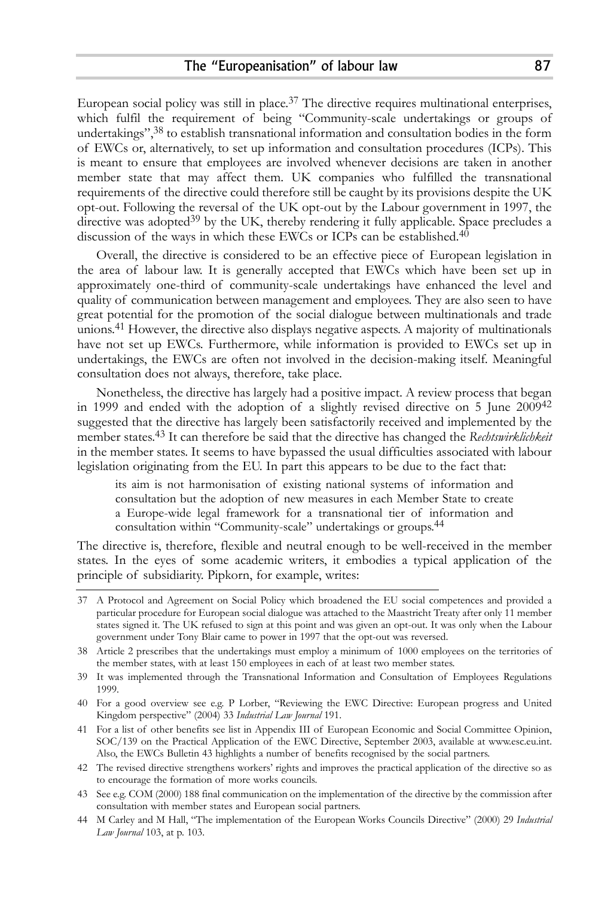European social policy was still in place.[37] The directive requires multinational enterprises, which fulfil the requirement of being "Community-scale undertakings or groups of undertakings",[38] to establish transnational information and consultation bodies in the form of EWCs or, alternatively, to set up information and consultation procedures (ICPs). This is meant to ensure that employees are involved whenever decisions are taken in another member state that may affect them. UK companies who fulfilled the transnational requirements of the directive could therefore still be caught by its provisions despite the UK opt-out. Following the reversal of the UK opt-out by the Labour government in 1997, the directive was adopted[39] by the UK, thereby rendering it fully applicable. Space precludes a discussion of the ways in which these EWCs or ICPs can be established.[40]

Overall, the directive is considered to be an effective piece of European legislation in the area of labour law. It is generally accepted that EWCs which have been set up in approximately one-third of community-scale undertakings have enhanced the level and quality of communication between management and employees. They are also seen to have great potential for the promotion of the social dialogue between multinationals and trade unions.[41] However, the directive also displays negative aspects. A majority of multinationals have not set up EWCs. Furthermore, while information is provided to EWCs set up in undertakings, the EWCs are often not involved in the decision-making itself. Meaningful consultation does not always, therefore, take place.

Nonetheless, the directive has largely had a positive impact. A review process that began in 1999 and ended with the adoption of a slightly revised directive on 5 June 2009[42] suggested that the directive has largely been satisfactorily received and implemented by the member states.[43] It can therefore be said that the directive has changed the *Rechtswirklichkeit* in the member states. It seems to have bypassed the usual difficulties associated with labour legislation originating from the EU. In part this appears to be due to the fact that:

> its aim is not harmonisation of existing national systems of information and consultation but the adoption of new measures in each Member State to create a Europe-wide legal framework for a transnational tier of information and consultation within "Community-scale" undertakings or groups.[44]

The directive is, therefore, flexible and neutral enough to be well-received in the member states. In the eyes of some academic writers, it embodies a typical application of the principle of subsidiarity. Pipkorn, for example, writes:

---

37 A Protocol and Agreement on Social Policy which broadened the EU social competences and provided a particular procedure for European social dialogue was attached to the Maastricht Treaty after only 11 member states signed it. The UK refused to sign at this point and was given an opt-out. It was only when the Labour government under Tony Blair came to power in 1997 that the opt-out was reversed.

38 Article 2 prescribes that the undertakings must employ a minimum of 1000 employees on the territories of the member states, with at least 150 employees in each of at least two member states.

39 It was implemented through the Transnational Information and Consultation of Employees Regulations 1999.

40 For a good overview see e.g. P Lorber, "Reviewing the EWC Directive: European progress and United Kingdom perspective" (2004) 33 *Industrial Law Journal* 191.

41 For a list of other benefits see list in Appendix III of European Economic and Social Committee Opinion, SOC/139 on the Practical Application of the EWC Directive, September 2003, available at www.esc.eu.int. Also, the EWCs Bulletin 43 highlights a number of benefits recognised by the social partners.

42 The revised directive strengthens workers' rights and improves the practical application of the directive so as to encourage the formation of more works councils.

43 See e.g. COM (2000) 188 final communication on the implementation of the directive by the commission after consultation with member states and European social partners.

44 M Carley and M Hall, "The implementation of the European Works Councils Directive" (2000) 29 *Industrial Law Journal* 103, at p. 103.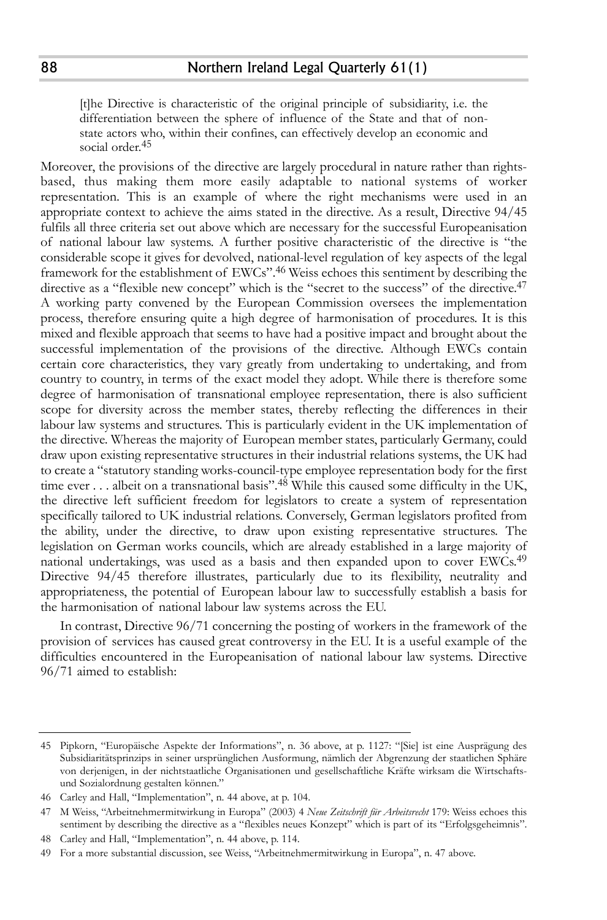> [t]he Directive is characteristic of the original principle of subsidiarity, i.e. the differentiation between the sphere of influence of the State and that of non-state actors who, within their confines, can effectively develop an economic and social order.[45]

Moreover, the provisions of the directive are largely procedural in nature rather than rights-based, thus making them more easily adaptable to national systems of worker representation. This is an example of where the right mechanisms were used in an appropriate context to achieve the aims stated in the directive. As a result, Directive 94/45 fulfils all three criteria set out above which are necessary for the successful Europeanisation of national labour law systems. A further positive characteristic of the directive is "the considerable scope it gives for devolved, national-level regulation of key aspects of the legal framework for the establishment of EWCs".[46] Weiss echoes this sentiment by describing the directive as a "flexible new concept" which is the "secret to the success" of the directive.[47] A working party convened by the European Commission oversees the implementation process, therefore ensuring quite a high degree of harmonisation of procedures. It is this mixed and flexible approach that seems to have had a positive impact and brought about the successful implementation of the provisions of the directive. Although EWCs contain certain core characteristics, they vary greatly from undertaking to undertaking, and from country to country, in terms of the exact model they adopt. While there is therefore some degree of harmonisation of transnational employee representation, there is also sufficient scope for diversity across the member states, thereby reflecting the differences in their labour law systems and structures. This is particularly evident in the UK implementation of the directive. Whereas the majority of European member states, particularly Germany, could draw upon existing representative structures in their industrial relations systems, the UK had to create a "statutory standing works-council-type employee representation body for the first time ever . . . albeit on a transnational basis".[48] While this caused some difficulty in the UK, the directive left sufficient freedom for legislators to create a system of representation specifically tailored to UK industrial relations. Conversely, German legislators profited from the ability, under the directive, to draw upon existing representative structures. The legislation on German works councils, which are already established in a large majority of national undertakings, was used as a basis and then expanded upon to cover EWCs.[49] Directive 94/45 therefore illustrates, particularly due to its flexibility, neutrality and appropriateness, the potential of European labour law to successfully establish a basis for the harmonisation of national labour law systems across the EU.

In contrast, Directive 96/71 concerning the posting of workers in the framework of the provision of services has caused great controversy in the EU. It is a useful example of the difficulties encountered in the Europeanisation of national labour law systems. Directive 96/71 aimed to establish:

---

45 Pipkorn, "Europäische Aspekte der Informations", n. 36 above, at p. 1127: "[Sie] ist eine Ausprägung des Subsidiaritätsprinzips in seiner ursprünglichen Ausformung, nämlich der Abgrenzung der staatlichen Sphäre von derjenigen, in der nichtstaatliche Organisationen und gesellschaftliche Kräfte wirksam die Wirtschafts- und Sozialordnung gestalten können."

46 Carley and Hall, "Implementation", n. 44 above, at p. 104.

47 M Weiss, "Arbeitnehmermitwirkung in Europa" (2003) 4 *Neue Zeitschrift für Arbeitsrecht* 179: Weiss echoes this sentiment by describing the directive as a "flexibles neues Konzept" which is part of its "Erfolgsgeheimnis".

48 Carley and Hall, "Implementation", n. 44 above, p. 114.

49 For a more substantial discussion, see Weiss, "Arbeitnehmermitwirkung in Europa", n. 47 above.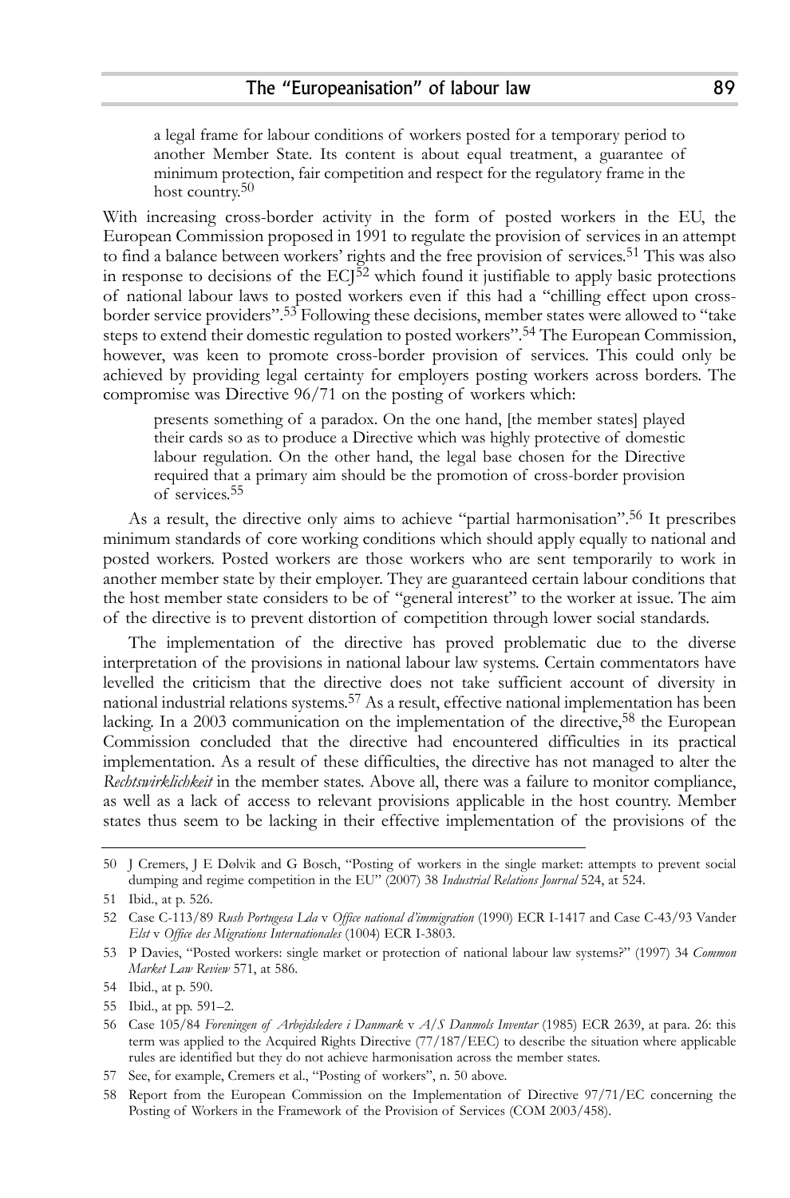> a legal frame for labour conditions of workers posted for a temporary period to another Member State. Its content is about equal treatment, a guarantee of minimum protection, fair competition and respect for the regulatory frame in the host country.[50]

With increasing cross-border activity in the form of posted workers in the EU, the European Commission proposed in 1991 to regulate the provision of services in an attempt to find a balance between workers' rights and the free provision of services.[51] This was also in response to decisions of the ECJ[52] which found it justifiable to apply basic protections of national labour laws to posted workers even if this had a "chilling effect upon cross-border service providers".[53] Following these decisions, member states were allowed to "take steps to extend their domestic regulation to posted workers".[54] The European Commission, however, was keen to promote cross-border provision of services. This could only be achieved by providing legal certainty for employers posting workers across borders. The compromise was Directive 96/71 on the posting of workers which:

> presents something of a paradox. On the one hand, [the member states] played their cards so as to produce a Directive which was highly protective of domestic labour regulation. On the other hand, the legal base chosen for the Directive required that a primary aim should be the promotion of cross-border provision of services.[55]

As a result, the directive only aims to achieve "partial harmonisation".[56] It prescribes minimum standards of core working conditions which should apply equally to national and posted workers. Posted workers are those workers who are sent temporarily to work in another member state by their employer. They are guaranteed certain labour conditions that the host member state considers to be of "general interest" to the worker at issue. The aim of the directive is to prevent distortion of competition through lower social standards.

The implementation of the directive has proved problematic due to the diverse interpretation of the provisions in national labour law systems. Certain commentators have levelled the criticism that the directive does not take sufficient account of diversity in national industrial relations systems.[57] As a result, effective national implementation has been lacking. In a 2003 communication on the implementation of the directive,[58] the European Commission concluded that the directive had encountered difficulties in its practical implementation. As a result of these difficulties, the directive has not managed to alter the *Rechtswirklichkeit* in the member states. Above all, there was a failure to monitor compliance, as well as a lack of access to relevant provisions applicable in the host country. Member states thus seem to be lacking in their effective implementation of the provisions of the

---

50 J Cremers, J E Dølvik and G Bosch, "Posting of workers in the single market: attempts to prevent social dumping and regime competition in the EU" (2007) 38 *Industrial Relations Journal* 524, at 524.

51 Ibid., at p. 526.

52 Case C-113/89 *Rush Portugesa Lda* v *Office national d'immigration* (1990) ECR I-1417 and Case C-43/93 Vander *Elst* v *Office des Migrations Internationales* (1004) ECR I-3803.

53 P Davies, "Posted workers: single market or protection of national labour law systems?" (1997) 34 *Common Market Law Review* 571, at 586.

54 Ibid., at p. 590.

55 Ibid., at pp. 591–2.

56 Case 105/84 *Foreningen of Arbejdsledere i Danmark* v *A/S Danmols Inventar* (1985) ECR 2639, at para. 26: this term was applied to the Acquired Rights Directive (77/187/EEC) to describe the situation where applicable rules are identified but they do not achieve harmonisation across the member states.

57 See, for example, Cremers et al., "Posting of workers", n. 50 above.

58 Report from the European Commission on the Implementation of Directive 97/71/EC concerning the Posting of Workers in the Framework of the Provision of Services (COM 2003/458).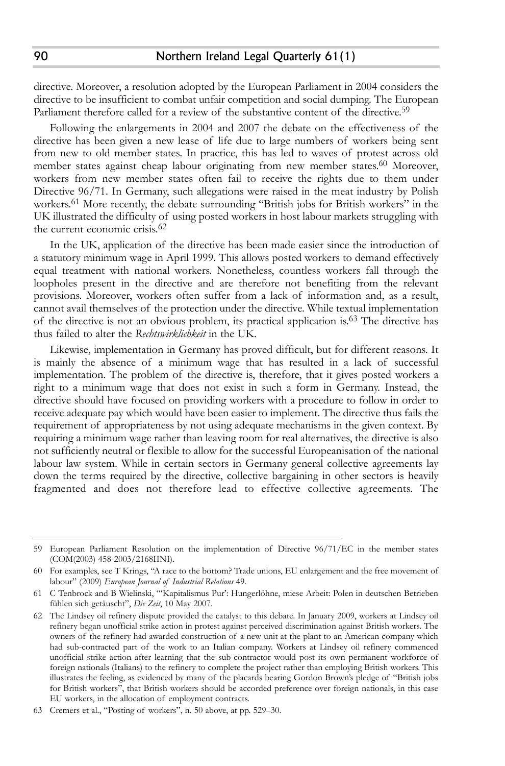directive. Moreover, a resolution adopted by the European Parliament in 2004 considers the directive to be insufficient to combat unfair competition and social dumping. The European Parliament therefore called for a review of the substantive content of the directive.[59]

Following the enlargements in 2004 and 2007 the debate on the effectiveness of the directive has been given a new lease of life due to large numbers of workers being sent from new to old member states. In practice, this has led to waves of protest across old member states against cheap labour originating from new member states.[60] Moreover, workers from new member states often fail to receive the rights due to them under Directive 96/71. In Germany, such allegations were raised in the meat industry by Polish workers.[61] More recently, the debate surrounding "British jobs for British workers" in the UK illustrated the difficulty of using posted workers in host labour markets struggling with the current economic crisis.[62]

In the UK, application of the directive has been made easier since the introduction of a statutory minimum wage in April 1999. This allows posted workers to demand effectively equal treatment with national workers. Nonetheless, countless workers fall through the loopholes present in the directive and are therefore not benefiting from the relevant provisions. Moreover, workers often suffer from a lack of information and, as a result, cannot avail themselves of the protection under the directive. While textual implementation of the directive is not an obvious problem, its practical application is.[63] The directive has thus failed to alter the *Rechtswirklichkeit* in the UK.

Likewise, implementation in Germany has proved difficult, but for different reasons. It is mainly the absence of a minimum wage that has resulted in a lack of successful implementation. The problem of the directive is, therefore, that it gives posted workers a right to a minimum wage that does not exist in such a form in Germany. Instead, the directive should have focused on providing workers with a procedure to follow in order to receive adequate pay which would have been easier to implement. The directive thus fails the requirement of appropriateness by not using adequate mechanisms in the given context. By requiring a minimum wage rather than leaving room for real alternatives, the directive is also not sufficiently neutral or flexible to allow for the successful Europeanisation of the national labour law system. While in certain sectors in Germany general collective agreements lay down the terms required by the directive, collective bargaining in other sectors is heavily fragmented and does not therefore lead to effective collective agreements. The

---

59 European Parliament Resolution on the implementation of Directive 96/71/EC in the member states (COM(2003) 458-2003/2168IINI).

60 For examples, see T Krings, "A race to the bottom? Trade unions, EU enlargement and the free movement of labour" (2009) *European Journal of Industrial Relations* 49.

61 C Tenbrock and B Wielinski, "'Kapitalismus Pur': Hungerlöhne, miese Arbeit: Polen in deutschen Betrieben fühlen sich getäuscht", *Die Zeit*, 10 May 2007.

62 The Lindsey oil refinery dispute provided the catalyst to this debate. In January 2009, workers at Lindsey oil refinery began unofficial strike action in protest against perceived discrimination against British workers. The owners of the refinery had awarded construction of a new unit at the plant to an American company which had sub-contracted part of the work to an Italian company. Workers at Lindsey oil refinery commenced unofficial strike action after learning that the sub-contractor would post its own permanent workforce of foreign nationals (Italians) to the refinery to complete the project rather than employing British workers. This illustrates the feeling, as evidenced by many of the placards bearing Gordon Brown's pledge of "British jobs for British workers", that British workers should be accorded preference over foreign nationals, in this case EU workers, in the allocation of employment contracts.

63 Cremers et al., "Posting of workers", n. 50 above, at pp. 529–30.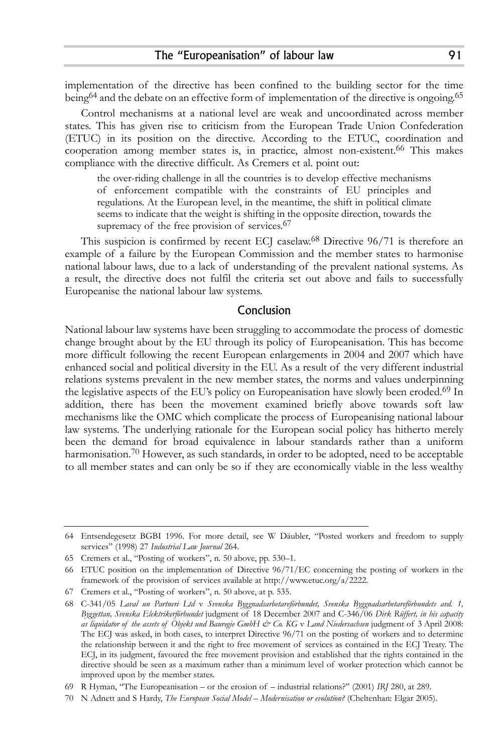implementation of the directive has been confined to the building sector for the time being[64] and the debate on an effective form of implementation of the directive is ongoing.[65]

Control mechanisms at a national level are weak and uncoordinated across member states. This has given rise to criticism from the European Trade Union Confederation (ETUC) in its position on the directive. According to the ETUC, coordination and cooperation among member states is, in practice, almost non-existent.[66] This makes compliance with the directive difficult. As Cremers et al. point out:

> the over-riding challenge in all the countries is to develop effective mechanisms of enforcement compatible with the constraints of EU principles and regulations. At the European level, in the meantime, the shift in political climate seems to indicate that the weight is shifting in the opposite direction, towards the supremacy of the free provision of services.[67]

This suspicion is confirmed by recent ECJ caselaw.[68] Directive 96/71 is therefore an example of a failure by the European Commission and the member states to harmonise national labour laws, due to a lack of understanding of the prevalent national systems. As a result, the directive does not fulfil the criteria set out above and fails to successfully Europeanise the national labour law systems.

## Conclusion

National labour law systems have been struggling to accommodate the process of domestic change brought about by the EU through its policy of Europeanisation. This has become more difficult following the recent European enlargements in 2004 and 2007 which have enhanced social and political diversity in the EU. As a result of the very different industrial relations systems prevalent in the new member states, the norms and values underpinning the legislative aspects of the EU's policy on Europeanisation have slowly been eroded.[69] In addition, there has been the movement examined briefly above towards soft law mechanisms like the OMC which complicate the process of Europeanising national labour law systems. The underlying rationale for the European social policy has hitherto merely been the demand for broad equivalence in labour standards rather than a uniform harmonisation.[70] However, as such standards, in order to be adopted, need to be acceptable to all member states and can only be so if they are economically viable in the less wealthy

---

64 Entsendegesetz BGBI 1996. For more detail, see W Däubler, "Posted workers and freedom to supply services" (1998) 27 *Industrial Law Journal* 264.

65 Cremers et al., "Posting of workers", n. 50 above, pp. 530–1.

66 ETUC position on the implementation of Directive 96/71/EC concerning the posting of workers in the framework of the provision of services available at http://www.etuc.org/a/2222.

67 Cremers et al., "Posting of workers", n. 50 above, at p. 535.

68 C-341/05 *Laval un Partneri Ltd* v *Svenska Byggnadsarbetareförbundet, Svenska Byggnadsarbetareförbundets avd. 1, Byggettan, Svenska Elektrikerförbundet* judgment of 18 December 2007 and C-346/06 *Dirk Rüffert, in his capacity as liquidator of the assets of Objekt und Bauregie GmbH & Co. KG* v *Land Niedersachsen* judgment of 3 April 2008: The ECJ was asked, in both cases, to interpret Directive 96/71 on the posting of workers and to determine the relationship between it and the right to free movement of services as contained in the ECJ Treaty. The ECJ, in its judgment, favoured the free movement provision and established that the rights contained in the directive should be seen as a maximum rather than a minimum level of worker protection which cannot be improved upon by the member states.

69 R Hyman, "The Europeanisation – or the erosion of – industrial relations?" (2001) *IRJ* 280, at 289.

70 N Adnett and S Hardy, *The European Social Model – Modernisation or evolution?* (Cheltenhan: Elgar 2005).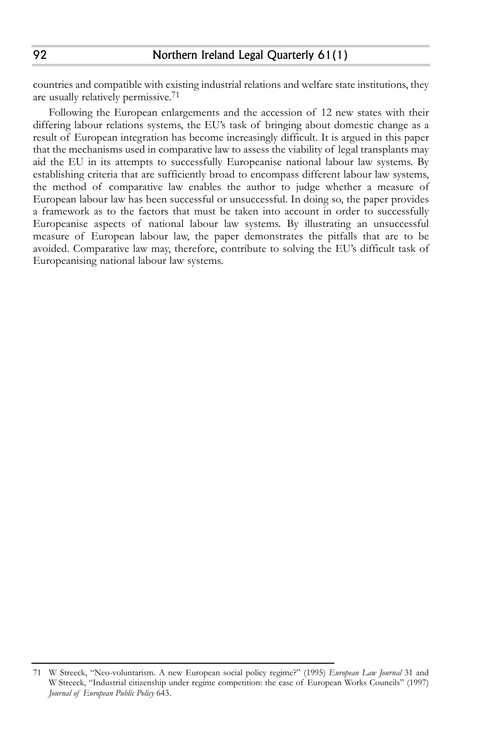countries and compatible with existing industrial relations and welfare state institutions, they are usually relatively permissive.[71]

Following the European enlargements and the accession of 12 new states with their differing labour relations systems, the EU's task of bringing about domestic change as a result of European integration has become increasingly difficult. It is argued in this paper that the mechanisms used in comparative law to assess the viability of legal transplants may aid the EU in its attempts to successfully Europeanise national labour law systems. By establishing criteria that are sufficiently broad to encompass different labour law systems, the method of comparative law enables the author to judge whether a measure of European labour law has been successful or unsuccessful. In doing so, the paper provides a framework as to the factors that must be taken into account in order to successfully Europeanise aspects of national labour law systems. By illustrating an unsuccessful measure of European labour law, the paper demonstrates the pitfalls that are to be avoided. Comparative law may, therefore, contribute to solving the EU's difficult task of Europeanising national labour law systems.

---

71 W Streeck, "Neo-voluntarism. A new European social policy regime?" (1995) *European Law Journal* 31 and W Streeck, "Industrial citizenship under regime competition: the case of European Works Councils" (1997) *Journal of European Public Policy* 643.